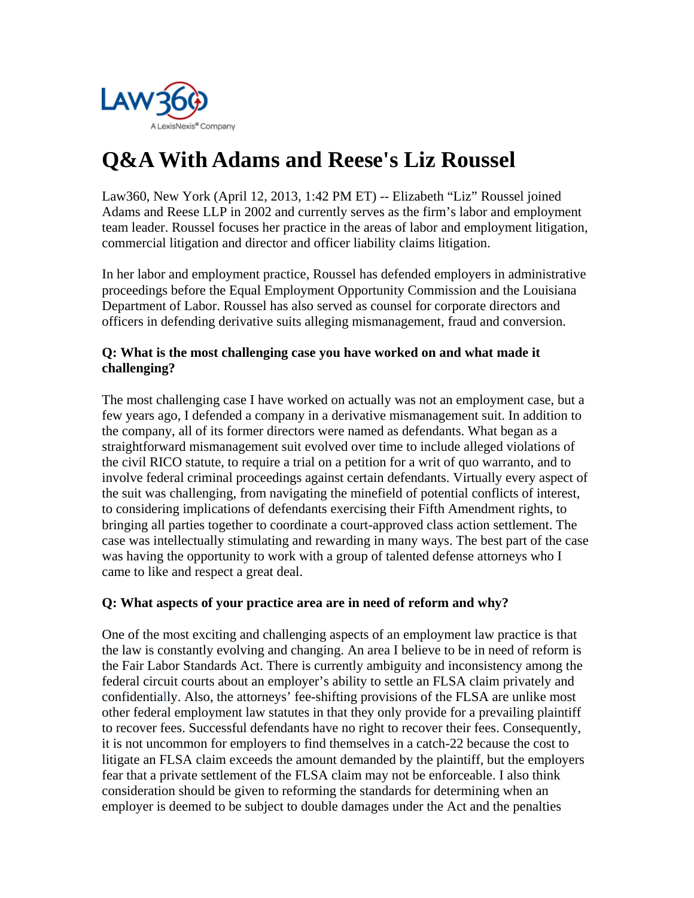# Q&A With Adams and Reese's Liz Roussel

Law360, New York (April 12, 2013, 1:42 PM ET) -- Elizabeth "Liz" Roussel joined Adams and Reese LLP in 2002 and currently serves as the firm's labor and employment team leader. Roussel focuses her practice in the areas of labor and employment litigation, commercial litigation and director and officer liability claims litigation.

In her labor and employment practice, Roussel has defended employers in administrative proceedings before the Equal Employment Opportunity Commission and the Louisiana Department of Labor. Roussel has also served as counsel for corporate directors and officers in defending derivative suits alleging mismanagement, fraud and conversion.

**Q: What is the most challenging case you have worked on and what made it challenging?**

The most challenging case I have worked on actually was not an employment case, but a few years ago, I defended a company in a derivative mismanagement suit. In addition to the company, all of its former directors were named as defendants. What began as a straightforward mismanagement suit evolved over time to include alleged violations of the civil RICO statute, to require a trial on a petition for a writ of quo warranto, and to involve federal criminal proceedings against certain defendants. Virtually every aspect of the suit was challenging, from navigating the minefield of potential conflicts of interest, to considering implications of defendants exercising their Fifth Amendment rights, to bringing all parties together to coordinate a court-approved class action settlement. The case was intellectually stimulating and rewarding in many ways. The best part of the case was having the opportunity to work with a group of talented defense attorneys who I came to like and respect a great deal.

**Q: What aspects of your practice area are in need of reform and why?**

One of the most exciting and challenging aspects of an employment law practice is that the law is constantly evolving and changing. An area I believe to be in need of reform is the Fair Labor Standards Act. There is currently ambiguity and inconsistency among the federal circuit courts about an employer's ability to settle an FLSA claim privately and confidentially. Also, the attorneys' fee-shifting provisions of the FLSA are unlike most other federal employment law statutes in that they only provide for a prevailing plaintiff to recover fees. Successful defendants have no right to recover their fees. Consequently, it is not uncommon for employers to find themselves in a catch-22 because the cost to litigate an FLSA claim exceeds the amount demanded by the plaintiff, but the employers fear that a private settlement of the FLSA claim may not be enforceable. I also think consideration should be given to reforming the standards for determining when an employer is deemed to be subject to double damages under the Act and the penalties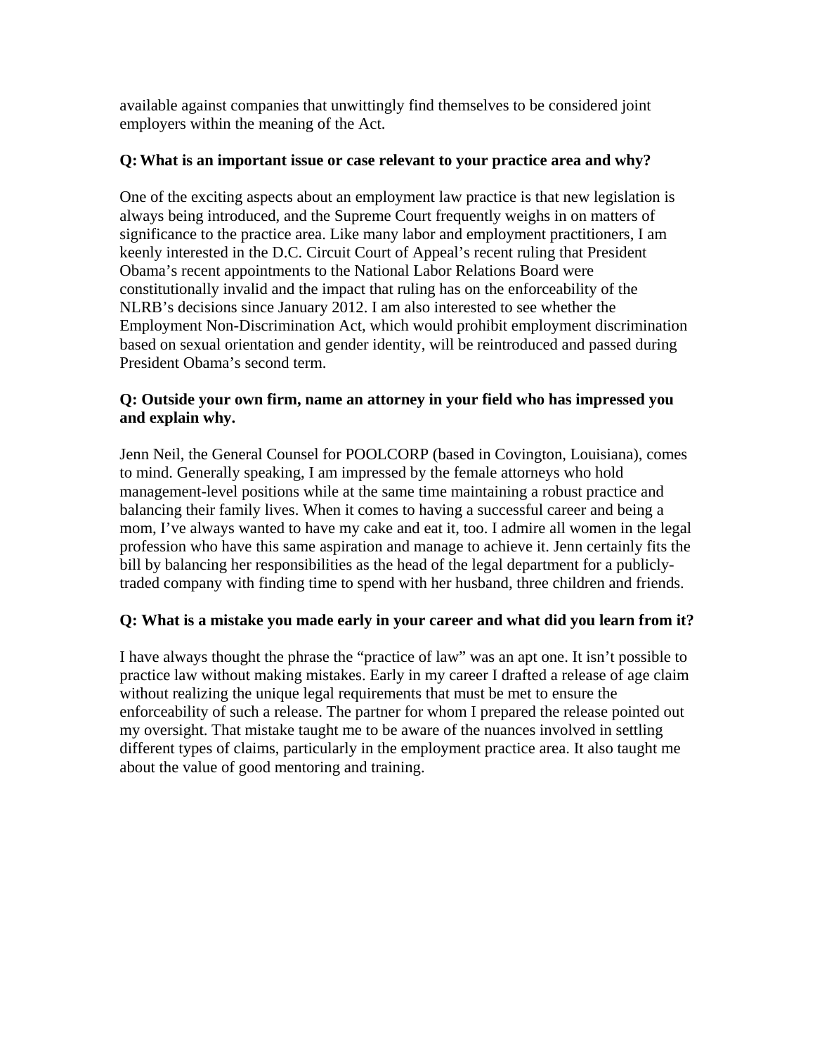available against companies that unwittingly find themselves to be considered joint employers within the meaning of the Act.

**Q: What is an important issue or case relevant to your practice area and why?**

One of the exciting aspects about an employment law practice is that new legislation is always being introduced, and the Supreme Court frequently weighs in on matters of significance to the practice area. Like many labor and employment practitioners, I am keenly interested in the D.C. Circuit Court of Appeal's recent ruling that President Obama's recent appointments to the National Labor Relations Board were constitutionally invalid and the impact that ruling has on the enforceability of the NLRB's decisions since January 2012. I am also interested to see whether the Employment Non-Discrimination Act, which would prohibit employment discrimination based on sexual orientation and gender identity, will be reintroduced and passed during President Obama's second term.

**Q: Outside your own firm, name an attorney in your field who has impressed you and explain why.**

Jenn Neil, the General Counsel for POOLCORP (based in Covington, Louisiana), comes to mind. Generally speaking, I am impressed by the female attorneys who hold management-level positions while at the same time maintaining a robust practice and balancing their family lives. When it comes to having a successful career and being a mom, I've always wanted to have my cake and eat it, too. I admire all women in the legal profession who have this same aspiration and manage to achieve it. Jenn certainly fits the bill by balancing her responsibilities as the head of the legal department for a publicly-traded company with finding time to spend with her husband, three children and friends.

**Q: What is a mistake you made early in your career and what did you learn from it?**

I have always thought the phrase the "practice of law" was an apt one. It isn't possible to practice law without making mistakes. Early in my career I drafted a release of age claim without realizing the unique legal requirements that must be met to ensure the enforceability of such a release. The partner for whom I prepared the release pointed out my oversight. That mistake taught me to be aware of the nuances involved in settling different types of claims, particularly in the employment practice area. It also taught me about the value of good mentoring and training.